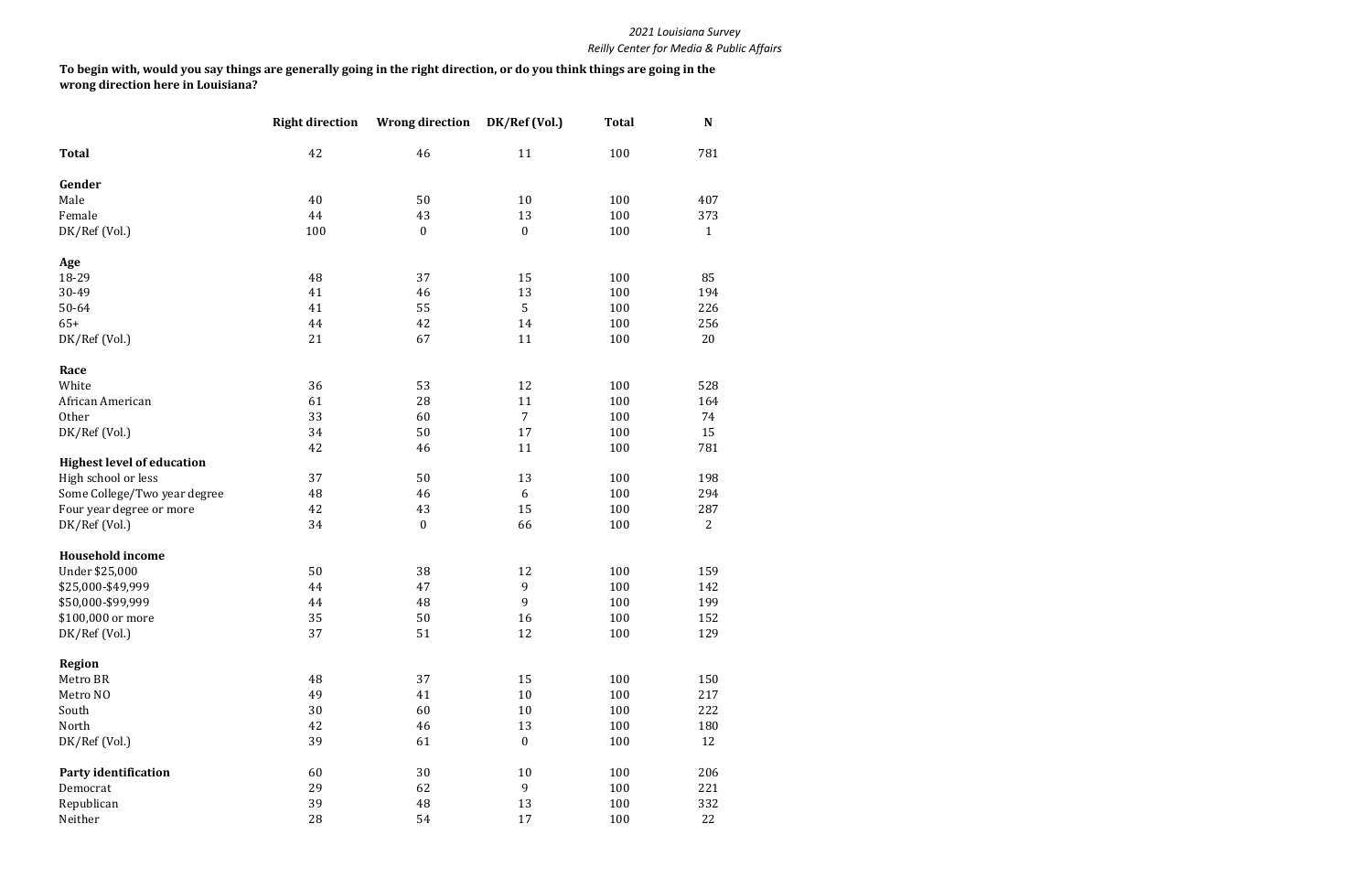*2021 Louisiana Survey*
*Reilly Center for Media & Public Affairs*

**To begin with, would you say things are generally going in the right direction, or do you think things are going in the wrong direction here in Louisiana?**

| | Right direction | Wrong direction | DK/Ref (Vol.) | Total | N |
|---|---|---|---|---|---|
| **Total** | 42 | 46 | 11 | 100 | 781 |
| **Gender** | | | | | |
| Male | 40 | 50 | 10 | 100 | 407 |
| Female | 44 | 43 | 13 | 100 | 373 |
| DK/Ref (Vol.) | 100 | 0 | 0 | 100 | 1 |
| **Age** | | | | | |
| 18-29 | 48 | 37 | 15 | 100 | 85 |
| 30-49 | 41 | 46 | 13 | 100 | 194 |
| 50-64 | 41 | 55 | 5 | 100 | 226 |
| 65+ | 44 | 42 | 14 | 100 | 256 |
| DK/Ref (Vol.) | 21 | 67 | 11 | 100 | 20 |
| **Race** | | | | | |
| White | 36 | 53 | 12 | 100 | 528 |
| African American | 61 | 28 | 11 | 100 | 164 |
| Other | 33 | 60 | 7 | 100 | 74 |
| DK/Ref (Vol.) | 34 | 50 | 17 | 100 | 15 |
| | 42 | 46 | 11 | 100 | 781 |
| **Highest level of education** | | | | | |
| High school or less | 37 | 50 | 13 | 100 | 198 |
| Some College/Two year degree | 48 | 46 | 6 | 100 | 294 |
| Four year degree or more | 42 | 43 | 15 | 100 | 287 |
| DK/Ref (Vol.) | 34 | 0 | 66 | 100 | 2 |
| **Household income** | | | | | |
| Under $25,000 | 50 | 38 | 12 | 100 | 159 |
| $25,000-$49,999 | 44 | 47 | 9 | 100 | 142 |
| $50,000-$99,999 | 44 | 48 | 9 | 100 | 199 |
| $100,000 or more | 35 | 50 | 16 | 100 | 152 |
| DK/Ref (Vol.) | 37 | 51 | 12 | 100 | 129 |
| **Region** | | | | | |
| Metro BR | 48 | 37 | 15 | 100 | 150 |
| Metro NO | 49 | 41 | 10 | 100 | 217 |
| South | 30 | 60 | 10 | 100 | 222 |
| North | 42 | 46 | 13 | 100 | 180 |
| DK/Ref (Vol.) | 39 | 61 | 0 | 100 | 12 |
| **Party identification** | 60 | 30 | 10 | 100 | 206 |
| Democrat | 29 | 62 | 9 | 100 | 221 |
| Republican | 39 | 48 | 13 | 100 | 332 |
| Neither | 28 | 54 | 17 | 100 | 22 |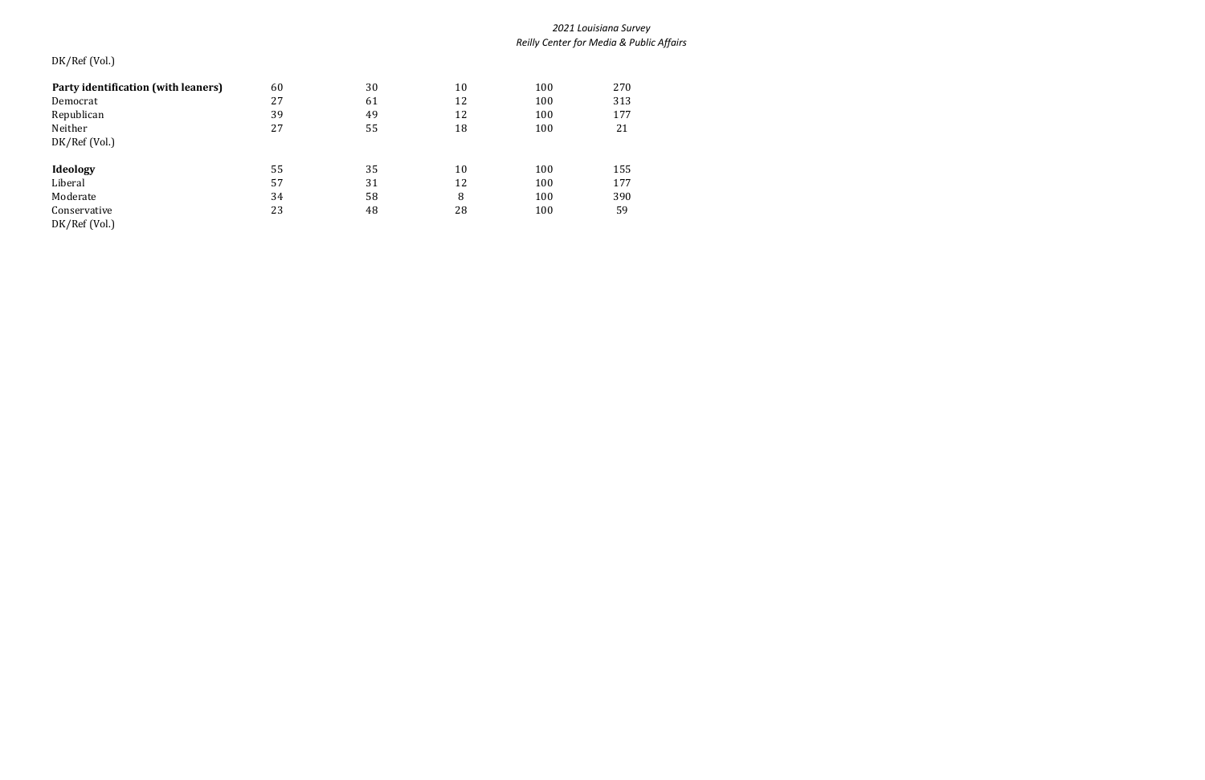DK/Ref (Vol.)

| | | | | | |
|---|---|---|---|---|---|
| **Party identification (with leaners)** | 60 | 30 | 10 | 100 | 270 |
| Democrat | 27 | 61 | 12 | 100 | 313 |
| Republican | 39 | 49 | 12 | 100 | 177 |
| Neither | 27 | 55 | 18 | 100 | 21 |
| DK/Ref (Vol.) | | | | | |
| | | | | | |
| **Ideology** | 55 | 35 | 10 | 100 | 155 |
| Liberal | 57 | 31 | 12 | 100 | 177 |
| Moderate | 34 | 58 | 8 | 100 | 390 |
| Conservative | 23 | 48 | 28 | 100 | 59 |
| DK/Ref (Vol.) | | | | | |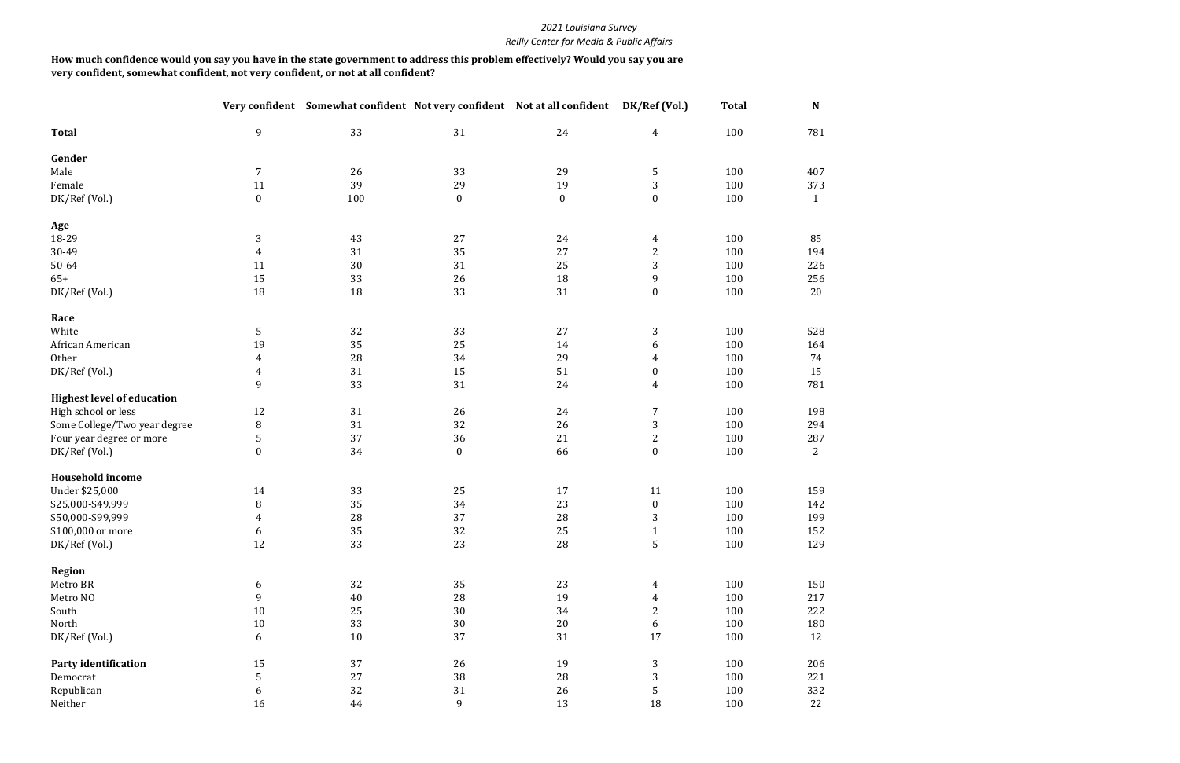**How much confidence would you say you have in the state government to address this problem effectively? Would you say you are very confident, somewhat confident, not very confident, or not at all confident?**

| | Very confident | Somewhat confident | Not very confident | Not at all confident | DK/Ref (Vol.) | Total | N |
|---|---|---|---|---|---|---|---|
| **Total** | 9 | 33 | 31 | 24 | 4 | 100 | 781 |
| **Gender** | | | | | | | |
| Male | 7 | 26 | 33 | 29 | 5 | 100 | 407 |
| Female | 11 | 39 | 29 | 19 | 3 | 100 | 373 |
| DK/Ref (Vol.) | 0 | 100 | 0 | 0 | 0 | 100 | 1 |
| **Age** | | | | | | | |
| 18-29 | 3 | 43 | 27 | 24 | 4 | 100 | 85 |
| 30-49 | 4 | 31 | 35 | 27 | 2 | 100 | 194 |
| 50-64 | 11 | 30 | 31 | 25 | 3 | 100 | 226 |
| 65+ | 15 | 33 | 26 | 18 | 9 | 100 | 256 |
| DK/Ref (Vol.) | 18 | 18 | 33 | 31 | 0 | 100 | 20 |
| **Race** | | | | | | | |
| White | 5 | 32 | 33 | 27 | 3 | 100 | 528 |
| African American | 19 | 35 | 25 | 14 | 6 | 100 | 164 |
| Other | 4 | 28 | 34 | 29 | 4 | 100 | 74 |
| DK/Ref (Vol.) | 4 | 31 | 15 | 51 | 0 | 100 | 15 |
| | 9 | 33 | 31 | 24 | 4 | 100 | 781 |
| **Highest level of education** | | | | | | | |
| High school or less | 12 | 31 | 26 | 24 | 7 | 100 | 198 |
| Some College/Two year degree | 8 | 31 | 32 | 26 | 3 | 100 | 294 |
| Four year degree or more | 5 | 37 | 36 | 21 | 2 | 100 | 287 |
| DK/Ref (Vol.) | 0 | 34 | 0 | 66 | 0 | 100 | 2 |
| **Household income** | | | | | | | |
| Under $25,000 | 14 | 33 | 25 | 17 | 11 | 100 | 159 |
| $25,000-$49,999 | 8 | 35 | 34 | 23 | 0 | 100 | 142 |
| $50,000-$99,999 | 4 | 28 | 37 | 28 | 3 | 100 | 199 |
| $100,000 or more | 6 | 35 | 32 | 25 | 1 | 100 | 152 |
| DK/Ref (Vol.) | 12 | 33 | 23 | 28 | 5 | 100 | 129 |
| **Region** | | | | | | | |
| Metro BR | 6 | 32 | 35 | 23 | 4 | 100 | 150 |
| Metro NO | 9 | 40 | 28 | 19 | 4 | 100 | 217 |
| South | 10 | 25 | 30 | 34 | 2 | 100 | 222 |
| North | 10 | 33 | 30 | 20 | 6 | 100 | 180 |
| DK/Ref (Vol.) | 6 | 10 | 37 | 31 | 17 | 100 | 12 |
| **Party identification** | 15 | 37 | 26 | 19 | 3 | 100 | 206 |
| Democrat | 5 | 27 | 38 | 28 | 3 | 100 | 221 |
| Republican | 6 | 32 | 31 | 26 | 5 | 100 | 332 |
| Neither | 16 | 44 | 9 | 13 | 18 | 100 | 22 |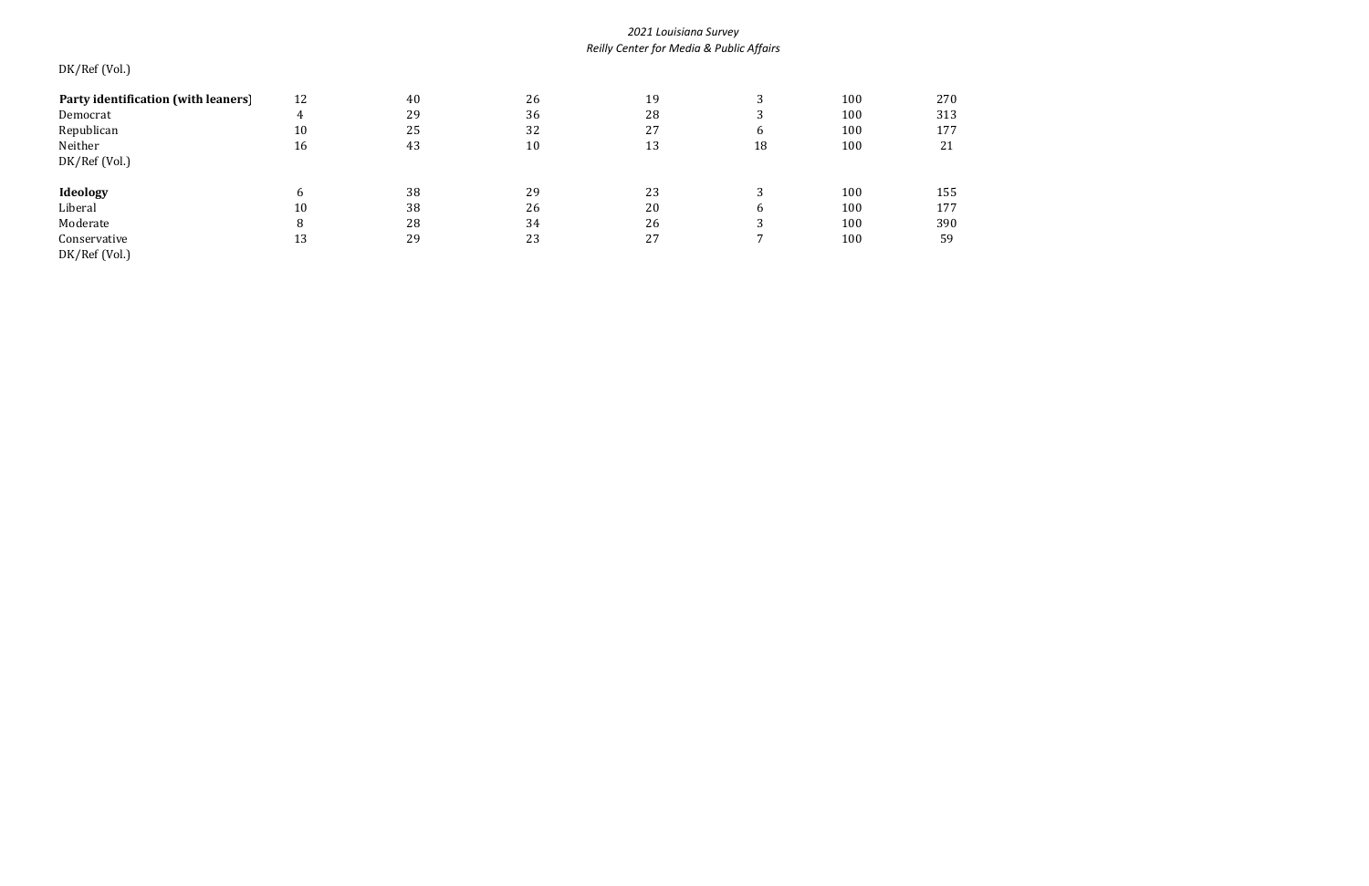DK/Ref (Vol.)

| | | | | | | | |
|---|---|---|---|---|---|---|---|
| **Party identification (with leaners]** | 12 | 40 | 26 | 19 | 3 | 100 | 270 |
| Democrat | 4 | 29 | 36 | 28 | 3 | 100 | 313 |
| Republican | 10 | 25 | 32 | 27 | 6 | 100 | 177 |
| Neither | 16 | 43 | 10 | 13 | 18 | 100 | 21 |
| DK/Ref (Vol.) | | | | | | | |
| | | | | | | | |
| **Ideology** | 6 | 38 | 29 | 23 | 3 | 100 | 155 |
| Liberal | 10 | 38 | 26 | 20 | 6 | 100 | 177 |
| Moderate | 8 | 28 | 34 | 26 | 3 | 100 | 390 |
| Conservative | 13 | 29 | 23 | 27 | 7 | 100 | 59 |
| DK/Ref (Vol.) | | | | | | | |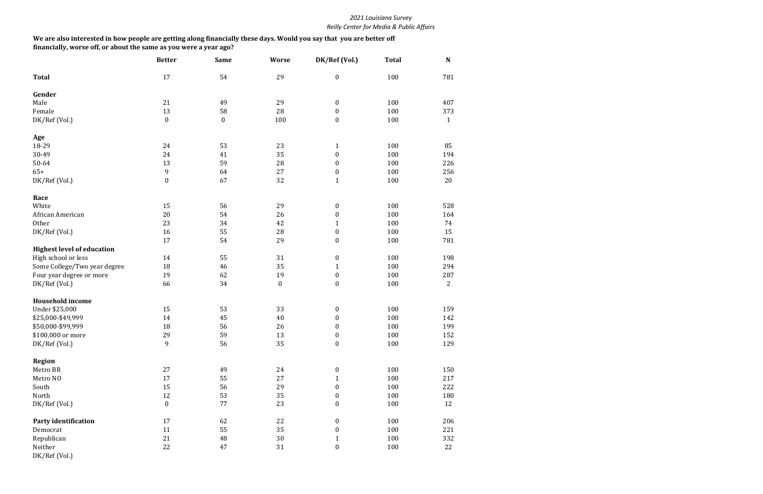**We are also interested in how people are getting along financially these days. Would you say that you are better off financially, worse off, or about the same as you were a year ago?**

| | Better | Same | Worse | DK/Ref (Vol.) | Total | N |
|---|---|---|---|---|---|---|
| **Total** | 17 | 54 | 29 | 0 | 100 | 781 |
| **Gender** | | | | | | |
| Male | 21 | 49 | 29 | 0 | 100 | 407 |
| Female | 13 | 58 | 28 | 0 | 100 | 373 |
| DK/Ref (Vol.) | 0 | 0 | 100 | 0 | 100 | 1 |
| **Age** | | | | | | |
| 18-29 | 24 | 53 | 23 | 1 | 100 | 85 |
| 30-49 | 24 | 41 | 35 | 0 | 100 | 194 |
| 50-64 | 13 | 59 | 28 | 0 | 100 | 226 |
| 65+ | 9 | 64 | 27 | 0 | 100 | 256 |
| DK/Ref (Vol.) | 0 | 67 | 32 | 1 | 100 | 20 |
| **Race** | | | | | | |
| White | 15 | 56 | 29 | 0 | 100 | 528 |
| African American | 20 | 54 | 26 | 0 | 100 | 164 |
| Other | 23 | 34 | 42 | 1 | 100 | 74 |
| DK/Ref (Vol.) | 16 | 55 | 28 | 0 | 100 | 15 |
| | 17 | 54 | 29 | 0 | 100 | 781 |
| **Highest level of education** | | | | | | |
| High school or less | 14 | 55 | 31 | 0 | 100 | 198 |
| Some College/Two year degree | 18 | 46 | 35 | 1 | 100 | 294 |
| Four year degree or more | 19 | 62 | 19 | 0 | 100 | 287 |
| DK/Ref (Vol.) | 66 | 34 | 0 | 0 | 100 | 2 |
| **Household income** | | | | | | |
| Under $25,000 | 15 | 53 | 33 | 0 | 100 | 159 |
| $25,000-$49,999 | 14 | 45 | 40 | 0 | 100 | 142 |
| $50,000-$99,999 | 18 | 56 | 26 | 0 | 100 | 199 |
| $100,000 or more | 29 | 59 | 13 | 0 | 100 | 152 |
| DK/Ref (Vol.) | 9 | 56 | 35 | 0 | 100 | 129 |
| **Region** | | | | | | |
| Metro BR | 27 | 49 | 24 | 0 | 100 | 150 |
| Metro NO | 17 | 55 | 27 | 1 | 100 | 217 |
| South | 15 | 56 | 29 | 0 | 100 | 222 |
| North | 12 | 53 | 35 | 0 | 100 | 180 |
| DK/Ref (Vol.) | 0 | 77 | 23 | 0 | 100 | 12 |
| **Party identification** | 17 | 62 | 22 | 0 | 100 | 206 |
| Democrat | 11 | 55 | 35 | 0 | 100 | 221 |
| Republican | 21 | 48 | 30 | 1 | 100 | 332 |
| Neither | 22 | 47 | 31 | 0 | 100 | 22 |
| DK/Ref (Vol.) | | | | | | |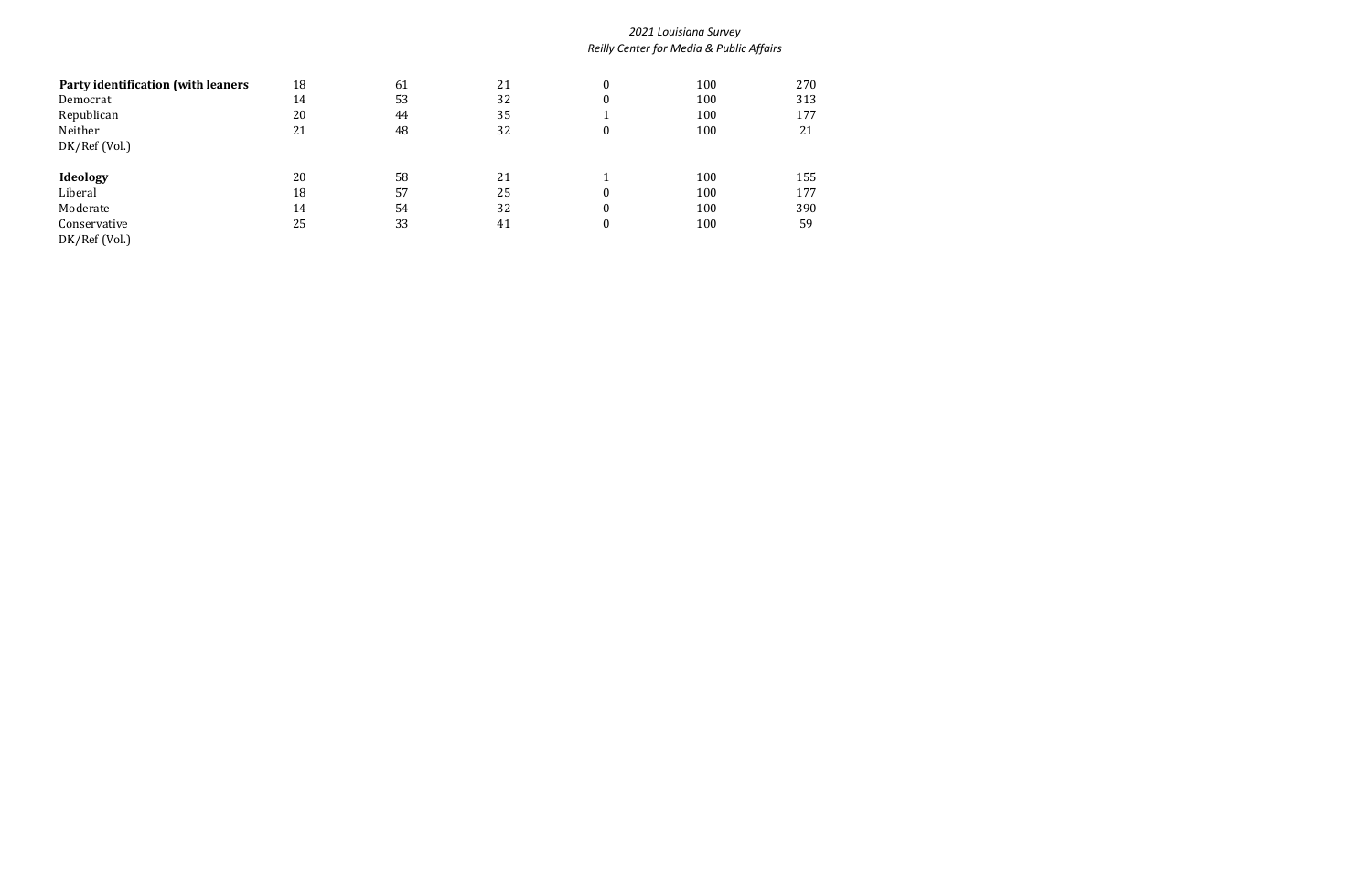| | | | | | | |
|---|---|---|---|---|---|---|
| **Party identification (with leaners** | 18 | 61 | 21 | 0 | 100 | 270 |
| Democrat | 14 | 53 | 32 | 0 | 100 | 313 |
| Republican | 20 | 44 | 35 | 1 | 100 | 177 |
| Neither | 21 | 48 | 32 | 0 | 100 | 21 |
| DK/Ref (Vol.) | | | | | | |
| | | | | | | |
| **Ideology** | 20 | 58 | 21 | 1 | 100 | 155 |
| Liberal | 18 | 57 | 25 | 0 | 100 | 177 |
| Moderate | 14 | 54 | 32 | 0 | 100 | 390 |
| Conservative | 25 | 33 | 41 | 0 | 100 | 59 |
| DK/Ref (Vol.) | | | | | | |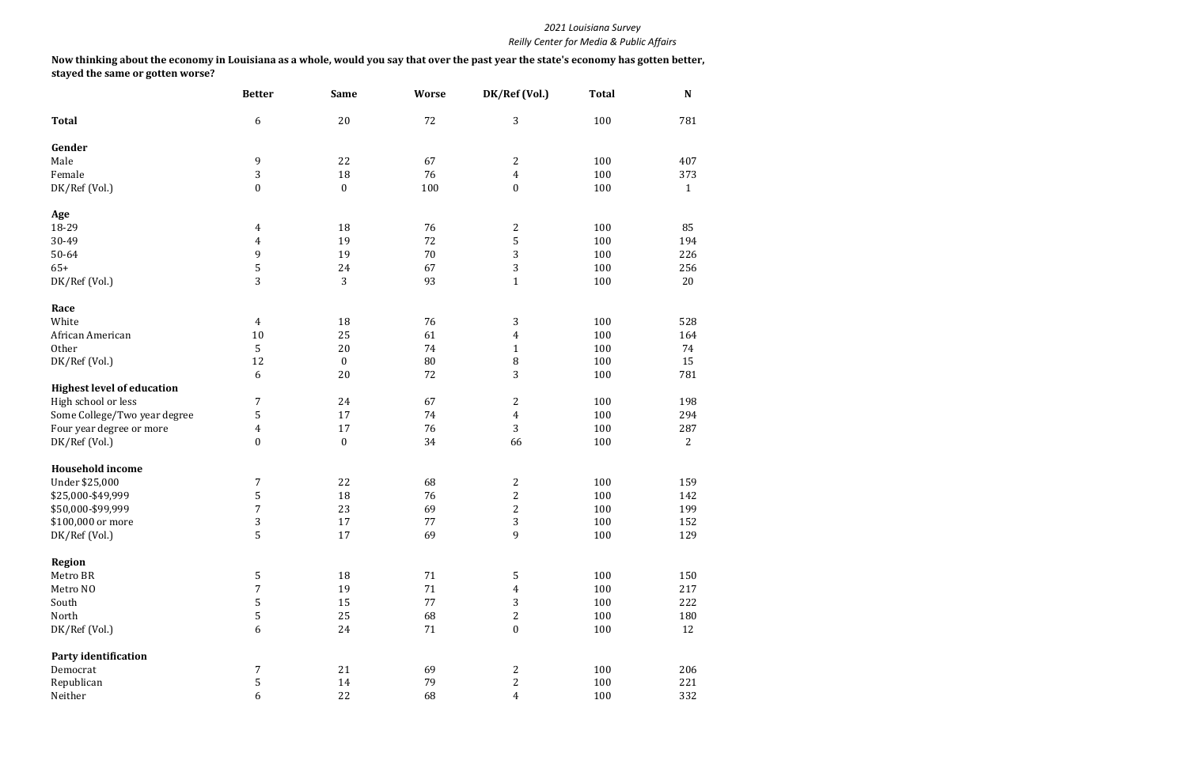**Now thinking about the economy in Louisiana as a whole, would you say that over the past year the state's economy has gotten better, stayed the same or gotten worse?**

| | Better | Same | Worse | DK/Ref (Vol.) | Total | N |
|---|---|---|---|---|---|---|
| **Total** | 6 | 20 | 72 | 3 | 100 | 781 |
| **Gender** | | | | | | |
| Male | 9 | 22 | 67 | 2 | 100 | 407 |
| Female | 3 | 18 | 76 | 4 | 100 | 373 |
| DK/Ref (Vol.) | 0 | 0 | 100 | 0 | 100 | 1 |
| **Age** | | | | | | |
| 18-29 | 4 | 18 | 76 | 2 | 100 | 85 |
| 30-49 | 4 | 19 | 72 | 5 | 100 | 194 |
| 50-64 | 9 | 19 | 70 | 3 | 100 | 226 |
| 65+ | 5 | 24 | 67 | 3 | 100 | 256 |
| DK/Ref (Vol.) | 3 | 3 | 93 | 1 | 100 | 20 |
| **Race** | | | | | | |
| White | 4 | 18 | 76 | 3 | 100 | 528 |
| African American | 10 | 25 | 61 | 4 | 100 | 164 |
| Other | 5 | 20 | 74 | 1 | 100 | 74 |
| DK/Ref (Vol.) | 12 | 0 | 80 | 8 | 100 | 15 |
| | 6 | 20 | 72 | 3 | 100 | 781 |
| **Highest level of education** | | | | | | |
| High school or less | 7 | 24 | 67 | 2 | 100 | 198 |
| Some College/Two year degree | 5 | 17 | 74 | 4 | 100 | 294 |
| Four year degree or more | 4 | 17 | 76 | 3 | 100 | 287 |
| DK/Ref (Vol.) | 0 | 0 | 34 | 66 | 100 | 2 |
| **Household income** | | | | | | |
| Under $25,000 | 7 | 22 | 68 | 2 | 100 | 159 |
| $25,000-$49,999 | 5 | 18 | 76 | 2 | 100 | 142 |
| $50,000-$99,999 | 7 | 23 | 69 | 2 | 100 | 199 |
| $100,000 or more | 3 | 17 | 77 | 3 | 100 | 152 |
| DK/Ref (Vol.) | 5 | 17 | 69 | 9 | 100 | 129 |
| **Region** | | | | | | |
| Metro BR | 5 | 18 | 71 | 5 | 100 | 150 |
| Metro NO | 7 | 19 | 71 | 4 | 100 | 217 |
| South | 5 | 15 | 77 | 3 | 100 | 222 |
| North | 5 | 25 | 68 | 2 | 100 | 180 |
| DK/Ref (Vol.) | 6 | 24 | 71 | 0 | 100 | 12 |
| **Party identification** | | | | | | |
| Democrat | 7 | 21 | 69 | 2 | 100 | 206 |
| Republican | 5 | 14 | 79 | 2 | 100 | 221 |
| Neither | 6 | 22 | 68 | 4 | 100 | 332 |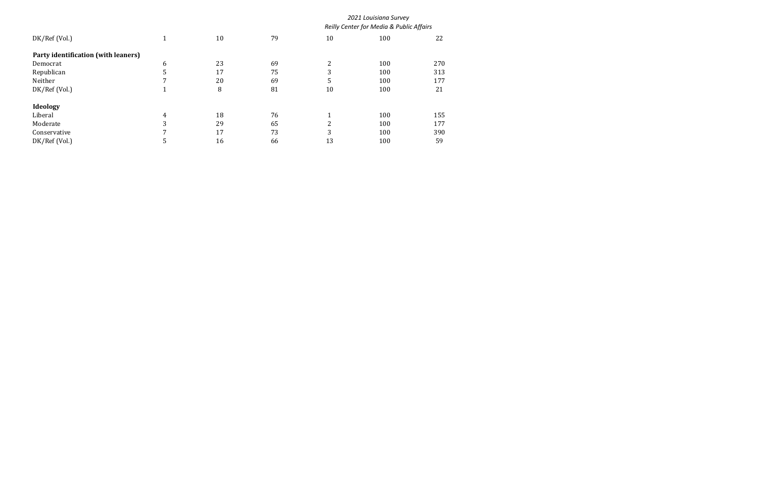| | | | | | | |
|---|---|---|---|---|---|---|
| DK/Ref (Vol.) | 1 | 10 | 79 | 10 | 100 | 22 |
| **Party identification (with leaners)** | | | | | | |
| Democrat | 6 | 23 | 69 | 2 | 100 | 270 |
| Republican | 5 | 17 | 75 | 3 | 100 | 313 |
| Neither | 7 | 20 | 69 | 5 | 100 | 177 |
| DK/Ref (Vol.) | 1 | 8 | 81 | 10 | 100 | 21 |
| **Ideology** | | | | | | |
| Liberal | 4 | 18 | 76 | 1 | 100 | 155 |
| Moderate | 3 | 29 | 65 | 2 | 100 | 177 |
| Conservative | 7 | 17 | 73 | 3 | 100 | 390 |
| DK/Ref (Vol.) | 5 | 16 | 66 | 13 | 100 | 59 |